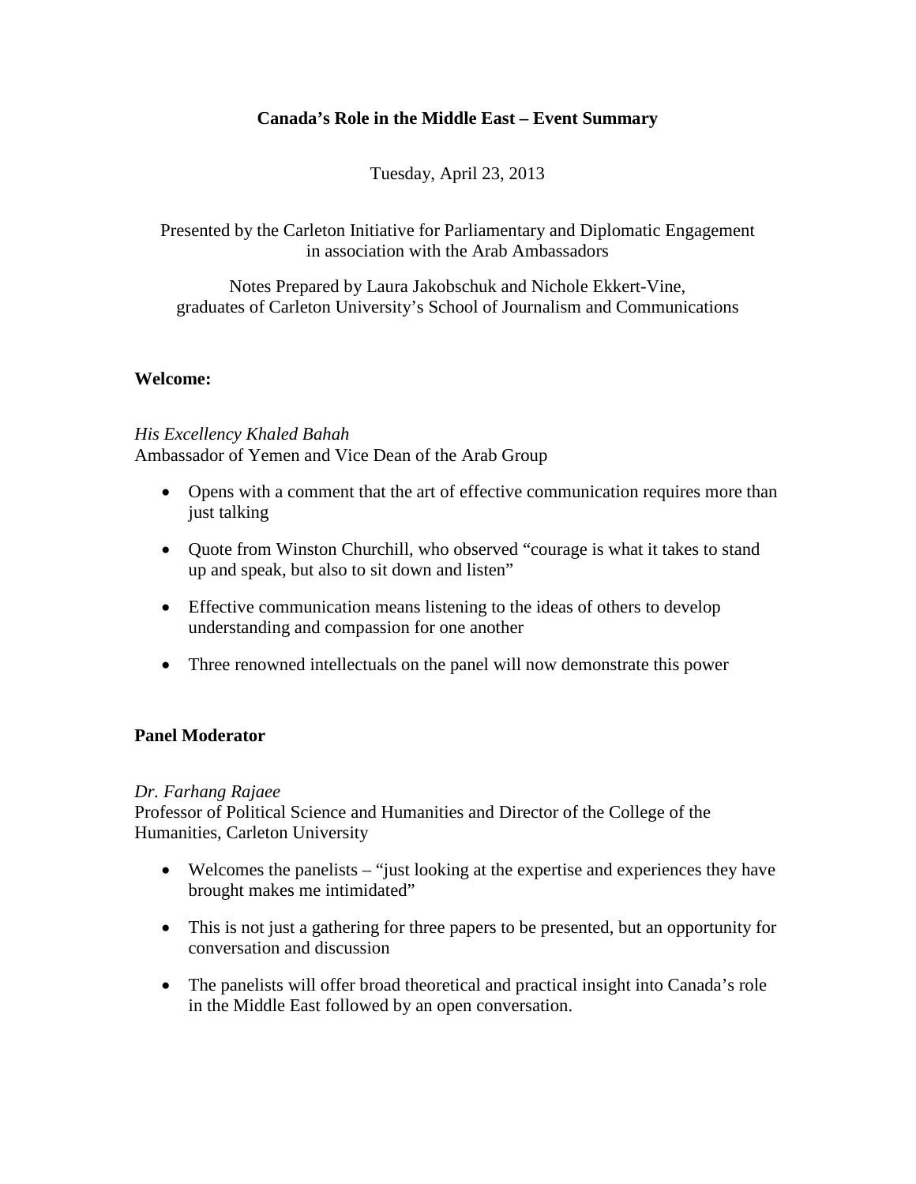# Canada's Role in the Middle East – Event Summary

Tuesday, April 23, 2013

Presented by the Carleton Initiative for Parliamentary and Diplomatic Engagement
in association with the Arab Ambassadors

Notes Prepared by Laura Jakobschuk and Nichole Ekkert-Vine,
graduates of Carleton University's School of Journalism and Communications

## Welcome:

*His Excellency Khaled Bahah*
Ambassador of Yemen and Vice Dean of the Arab Group

- Opens with a comment that the art of effective communication requires more than just talking
- Quote from Winston Churchill, who observed "courage is what it takes to stand up and speak, but also to sit down and listen"
- Effective communication means listening to the ideas of others to develop understanding and compassion for one another
- Three renowned intellectuals on the panel will now demonstrate this power

## Panel Moderator

*Dr. Farhang Rajaee*
Professor of Political Science and Humanities and Director of the College of the Humanities, Carleton University

- Welcomes the panelists – "just looking at the expertise and experiences they have brought makes me intimidated"
- This is not just a gathering for three papers to be presented, but an opportunity for conversation and discussion
- The panelists will offer broad theoretical and practical insight into Canada's role in the Middle East followed by an open conversation.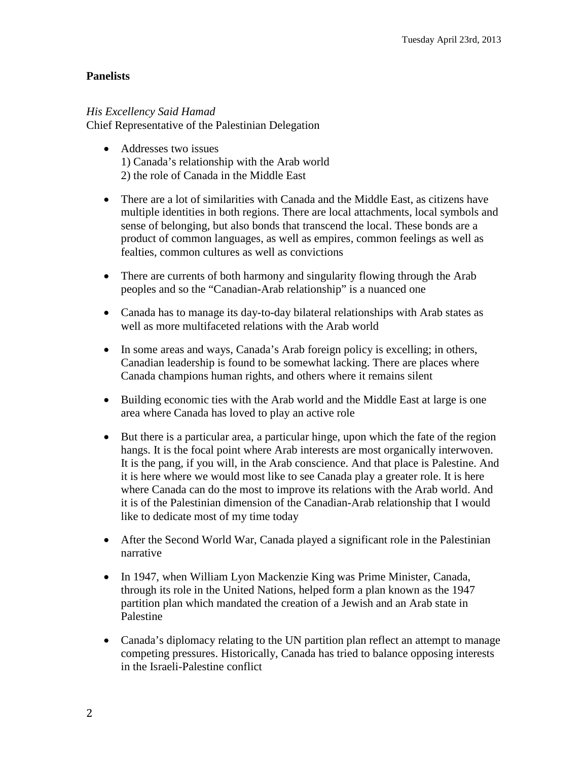Tuesday April 23rd, 2013

**Panelists**

*His Excellency Said Hamad*
Chief Representative of the Palestinian Delegation

- Addresses two issues
  1) Canada's relationship with the Arab world
  2) the role of Canada in the Middle East

- There are a lot of similarities with Canada and the Middle East, as citizens have multiple identities in both regions. There are local attachments, local symbols and sense of belonging, but also bonds that transcend the local. These bonds are a product of common languages, as well as empires, common feelings as well as fealties, common cultures as well as convictions

- There are currents of both harmony and singularity flowing through the Arab peoples and so the "Canadian-Arab relationship" is a nuanced one

- Canada has to manage its day-to-day bilateral relationships with Arab states as well as more multifaceted relations with the Arab world

- In some areas and ways, Canada's Arab foreign policy is excelling; in others, Canadian leadership is found to be somewhat lacking. There are places where Canada champions human rights, and others where it remains silent

- Building economic ties with the Arab world and the Middle East at large is one area where Canada has loved to play an active role

- But there is a particular area, a particular hinge, upon which the fate of the region hangs. It is the focal point where Arab interests are most organically interwoven. It is the pang, if you will, in the Arab conscience. And that place is Palestine. And it is here where we would most like to see Canada play a greater role. It is here where Canada can do the most to improve its relations with the Arab world. And it is of the Palestinian dimension of the Canadian-Arab relationship that I would like to dedicate most of my time today

- After the Second World War, Canada played a significant role in the Palestinian narrative

- In 1947, when William Lyon Mackenzie King was Prime Minister, Canada, through its role in the United Nations, helped form a plan known as the 1947 partition plan which mandated the creation of a Jewish and an Arab state in Palestine

- Canada's diplomacy relating to the UN partition plan reflect an attempt to manage competing pressures. Historically, Canada has tried to balance opposing interests in the Israeli-Palestine conflict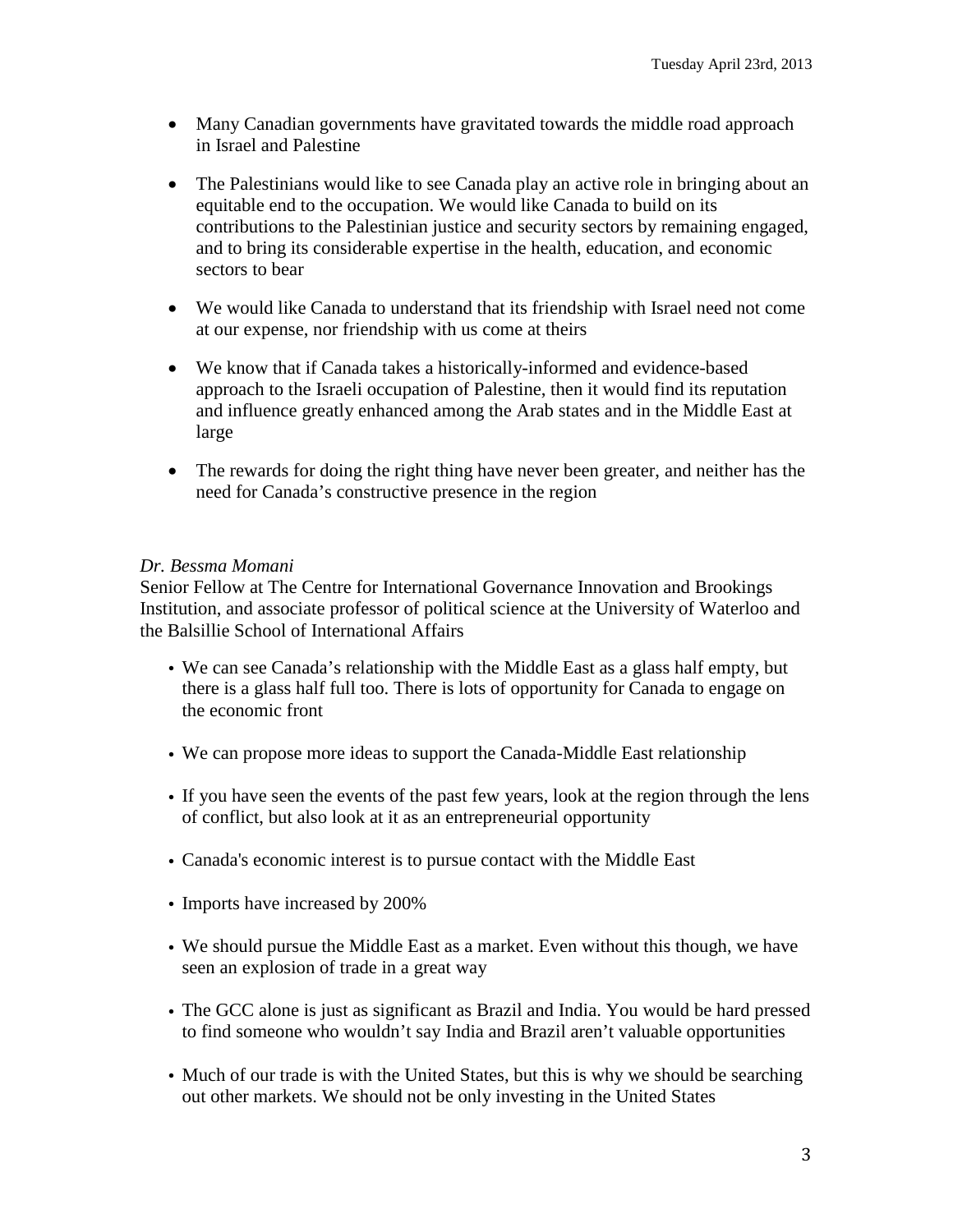- Many Canadian governments have gravitated towards the middle road approach in Israel and Palestine

- The Palestinians would like to see Canada play an active role in bringing about an equitable end to the occupation. We would like Canada to build on its contributions to the Palestinian justice and security sectors by remaining engaged, and to bring its considerable expertise in the health, education, and economic sectors to bear

- We would like Canada to understand that its friendship with Israel need not come at our expense, nor friendship with us come at theirs

- We know that if Canada takes a historically-informed and evidence-based approach to the Israeli occupation of Palestine, then it would find its reputation and influence greatly enhanced among the Arab states and in the Middle East at large

- The rewards for doing the right thing have never been greater, and neither has the need for Canada's constructive presence in the region

*Dr. Bessma Momani*
Senior Fellow at The Centre for International Governance Innovation and Brookings Institution, and associate professor of political science at the University of Waterloo and the Balsillie School of International Affairs

- We can see Canada's relationship with the Middle East as a glass half empty, but there is a glass half full too. There is lots of opportunity for Canada to engage on the economic front

- We can propose more ideas to support the Canada-Middle East relationship

- If you have seen the events of the past few years, look at the region through the lens of conflict, but also look at it as an entrepreneurial opportunity

- Canada's economic interest is to pursue contact with the Middle East

- Imports have increased by 200%

- We should pursue the Middle East as a market. Even without this though, we have seen an explosion of trade in a great way

- The GCC alone is just as significant as Brazil and India. You would be hard pressed to find someone who wouldn't say India and Brazil aren't valuable opportunities

- Much of our trade is with the United States, but this is why we should be searching out other markets. We should not be only investing in the United States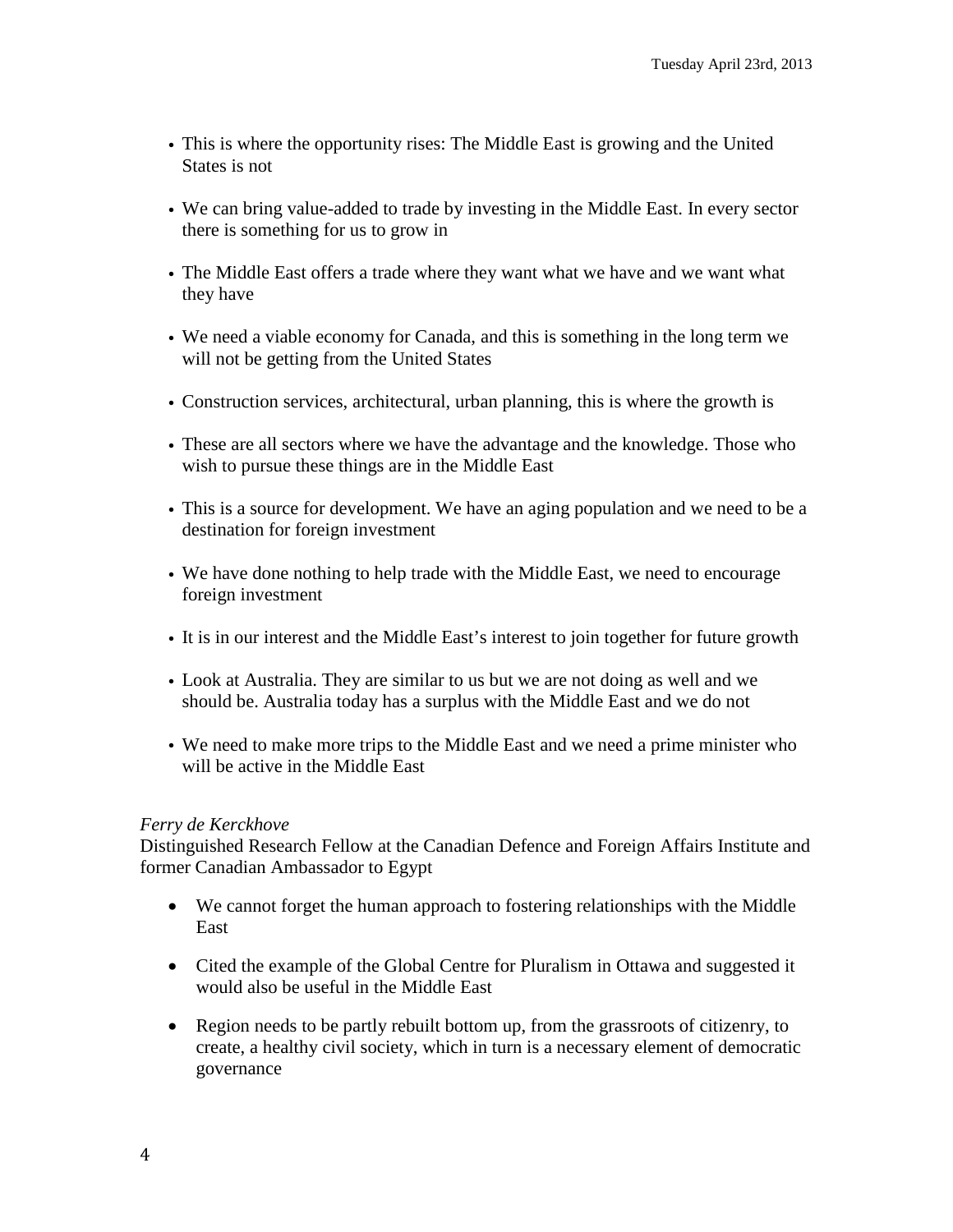- This is where the opportunity rises: The Middle East is growing and the United States is not
- We can bring value-added to trade by investing in the Middle East. In every sector there is something for us to grow in
- The Middle East offers a trade where they want what we have and we want what they have
- We need a viable economy for Canada, and this is something in the long term we will not be getting from the United States
- Construction services, architectural, urban planning, this is where the growth is
- These are all sectors where we have the advantage and the knowledge. Those who wish to pursue these things are in the Middle East
- This is a source for development. We have an aging population and we need to be a destination for foreign investment
- We have done nothing to help trade with the Middle East, we need to encourage foreign investment
- It is in our interest and the Middle East's interest to join together for future growth
- Look at Australia. They are similar to us but we are not doing as well and we should be. Australia today has a surplus with the Middle East and we do not
- We need to make more trips to the Middle East and we need a prime minister who will be active in the Middle East

*Ferry de Kerckhove*
Distinguished Research Fellow at the Canadian Defence and Foreign Affairs Institute and former Canadian Ambassador to Egypt

- We cannot forget the human approach to fostering relationships with the Middle East
- Cited the example of the Global Centre for Pluralism in Ottawa and suggested it would also be useful in the Middle East
- Region needs to be partly rebuilt bottom up, from the grassroots of citizenry, to create, a healthy civil society, which in turn is a necessary element of democratic governance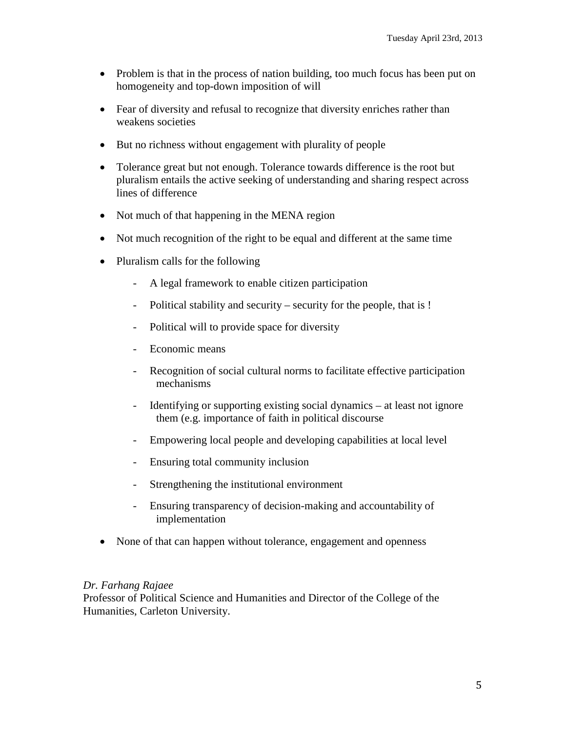- Problem is that in the process of nation building, too much focus has been put on homogeneity and top-down imposition of will

- Fear of diversity and refusal to recognize that diversity enriches rather than weakens societies

- But no richness without engagement with plurality of people

- Tolerance great but not enough. Tolerance towards difference is the root but pluralism entails the active seeking of understanding and sharing respect across lines of difference

- Not much of that happening in the MENA region

- Not much recognition of the right to be equal and different at the same time

- Pluralism calls for the following

    - A legal framework to enable citizen participation

    - Political stability and security – security for the people, that is !

    - Political will to provide space for diversity

    - Economic means

    - Recognition of social cultural norms to facilitate effective participation mechanisms

    - Identifying or supporting existing social dynamics – at least not ignore them (e.g. importance of faith in political discourse

    - Empowering local people and developing capabilities at local level

    - Ensuring total community inclusion

    - Strengthening the institutional environment

    - Ensuring transparency of decision-making and accountability of implementation

- None of that can happen without tolerance, engagement and openness

*Dr. Farhang Rajaee*
Professor of Political Science and Humanities and Director of the College of the Humanities, Carleton University.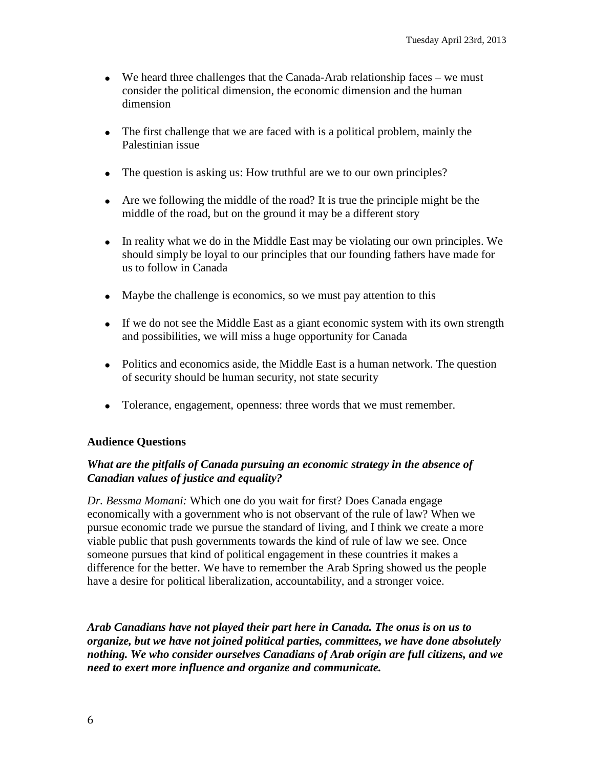- We heard three challenges that the Canada-Arab relationship faces – we must consider the political dimension, the economic dimension and the human dimension
- The first challenge that we are faced with is a political problem, mainly the Palestinian issue
- The question is asking us: How truthful are we to our own principles?
- Are we following the middle of the road? It is true the principle might be the middle of the road, but on the ground it may be a different story
- In reality what we do in the Middle East may be violating our own principles. We should simply be loyal to our principles that our founding fathers have made for us to follow in Canada
- Maybe the challenge is economics, so we must pay attention to this
- If we do not see the Middle East as a giant economic system with its own strength and possibilities, we will miss a huge opportunity for Canada
- Politics and economics aside, the Middle East is a human network. The question of security should be human security, not state security
- Tolerance, engagement, openness: three words that we must remember.

**Audience Questions**

***What are the pitfalls of Canada pursuing an economic strategy in the absence of Canadian values of justice and equality?***

*Dr. Bessma Momani:* Which one do you wait for first? Does Canada engage economically with a government who is not observant of the rule of law? When we pursue economic trade we pursue the standard of living, and I think we create a more viable public that push governments towards the kind of rule of law we see. Once someone pursues that kind of political engagement in these countries it makes a difference for the better. We have to remember the Arab Spring showed us the people have a desire for political liberalization, accountability, and a stronger voice.

***Arab Canadians have not played their part here in Canada. The onus is on us to organize, but we have not joined political parties, committees, we have done absolutely nothing. We who consider ourselves Canadians of Arab origin are full citizens, and we need to exert more influence and organize and communicate.***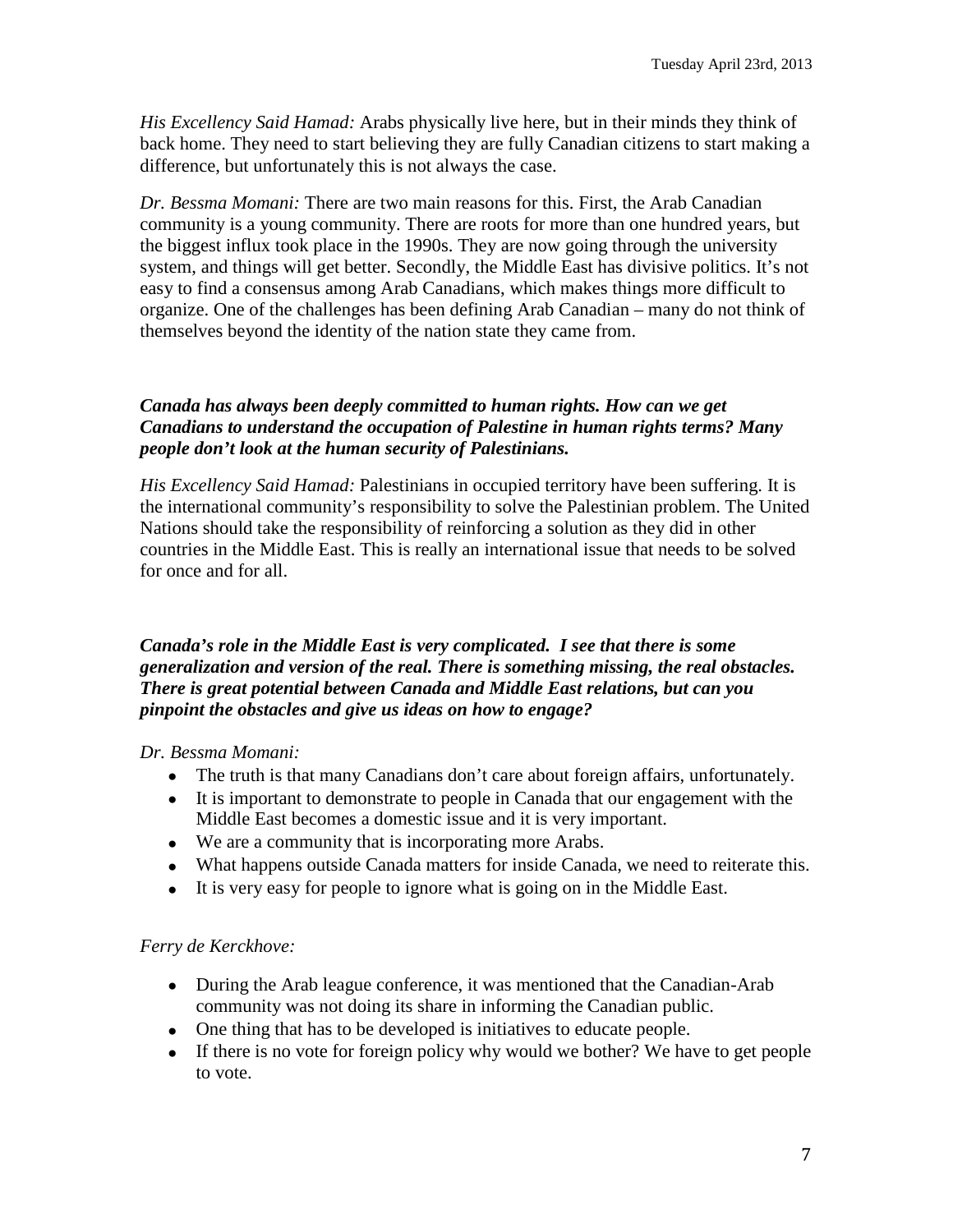*His Excellency Said Hamad:* Arabs physically live here, but in their minds they think of back home. They need to start believing they are fully Canadian citizens to start making a difference, but unfortunately this is not always the case.

*Dr. Bessma Momani:* There are two main reasons for this. First, the Arab Canadian community is a young community. There are roots for more than one hundred years, but the biggest influx took place in the 1990s. They are now going through the university system, and things will get better. Secondly, the Middle East has divisive politics. It's not easy to find a consensus among Arab Canadians, which makes things more difficult to organize. One of the challenges has been defining Arab Canadian – many do not think of themselves beyond the identity of the nation state they came from.

***Canada has always been deeply committed to human rights. How can we get Canadians to understand the occupation of Palestine in human rights terms? Many people don't look at the human security of Palestinians.***

*His Excellency Said Hamad:* Palestinians in occupied territory have been suffering. It is the international community's responsibility to solve the Palestinian problem. The United Nations should take the responsibility of reinforcing a solution as they did in other countries in the Middle East. This is really an international issue that needs to be solved for once and for all.

***Canada's role in the Middle East is very complicated. I see that there is some generalization and version of the real. There is something missing, the real obstacles. There is great potential between Canada and Middle East relations, but can you pinpoint the obstacles and give us ideas on how to engage?***

*Dr. Bessma Momani:*

- The truth is that many Canadians don't care about foreign affairs, unfortunately.
- It is important to demonstrate to people in Canada that our engagement with the Middle East becomes a domestic issue and it is very important.
- We are a community that is incorporating more Arabs.
- What happens outside Canada matters for inside Canada, we need to reiterate this.
- It is very easy for people to ignore what is going on in the Middle East.

*Ferry de Kerckhove:*

- During the Arab league conference, it was mentioned that the Canadian-Arab community was not doing its share in informing the Canadian public.
- One thing that has to be developed is initiatives to educate people.
- If there is no vote for foreign policy why would we bother? We have to get people to vote.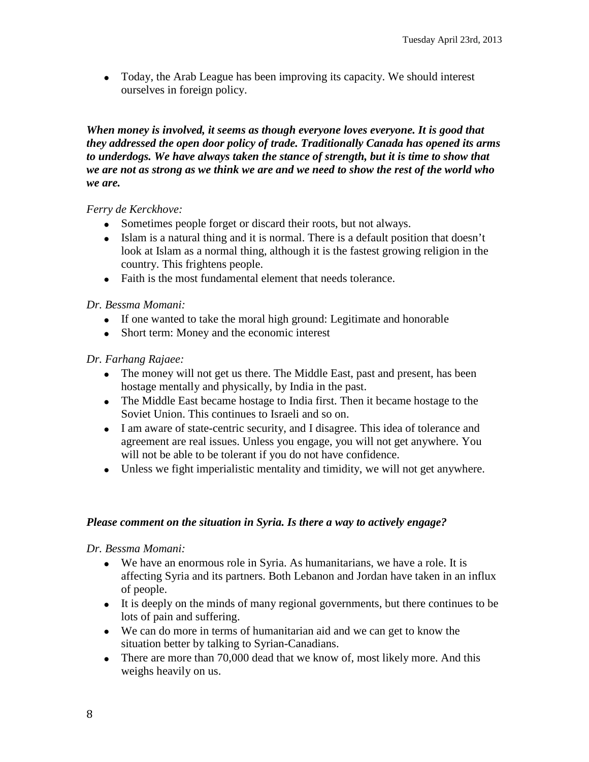- Today, the Arab League has been improving its capacity. We should interest ourselves in foreign policy.

***When money is involved, it seems as though everyone loves everyone. It is good that they addressed the open door policy of trade. Traditionally Canada has opened its arms to underdogs. We have always taken the stance of strength, but it is time to show that we are not as strong as we think we are and we need to show the rest of the world who we are.***

*Ferry de Kerckhove:*

- Sometimes people forget or discard their roots, but not always.
- Islam is a natural thing and it is normal. There is a default position that doesn't look at Islam as a normal thing, although it is the fastest growing religion in the country. This frightens people.
- Faith is the most fundamental element that needs tolerance.

*Dr. Bessma Momani:*

- If one wanted to take the moral high ground: Legitimate and honorable
- Short term: Money and the economic interest

*Dr. Farhang Rajaee:*

- The money will not get us there. The Middle East, past and present, has been hostage mentally and physically, by India in the past.
- The Middle East became hostage to India first. Then it became hostage to the Soviet Union. This continues to Israeli and so on.
- I am aware of state-centric security, and I disagree. This idea of tolerance and agreement are real issues. Unless you engage, you will not get anywhere. You will not be able to be tolerant if you do not have confidence.
- Unless we fight imperialistic mentality and timidity, we will not get anywhere.

***Please comment on the situation in Syria. Is there a way to actively engage?***

*Dr. Bessma Momani:*

- We have an enormous role in Syria. As humanitarians, we have a role. It is affecting Syria and its partners. Both Lebanon and Jordan have taken in an influx of people.
- It is deeply on the minds of many regional governments, but there continues to be lots of pain and suffering.
- We can do more in terms of humanitarian aid and we can get to know the situation better by talking to Syrian-Canadians.
- There are more than 70,000 dead that we know of, most likely more. And this weighs heavily on us.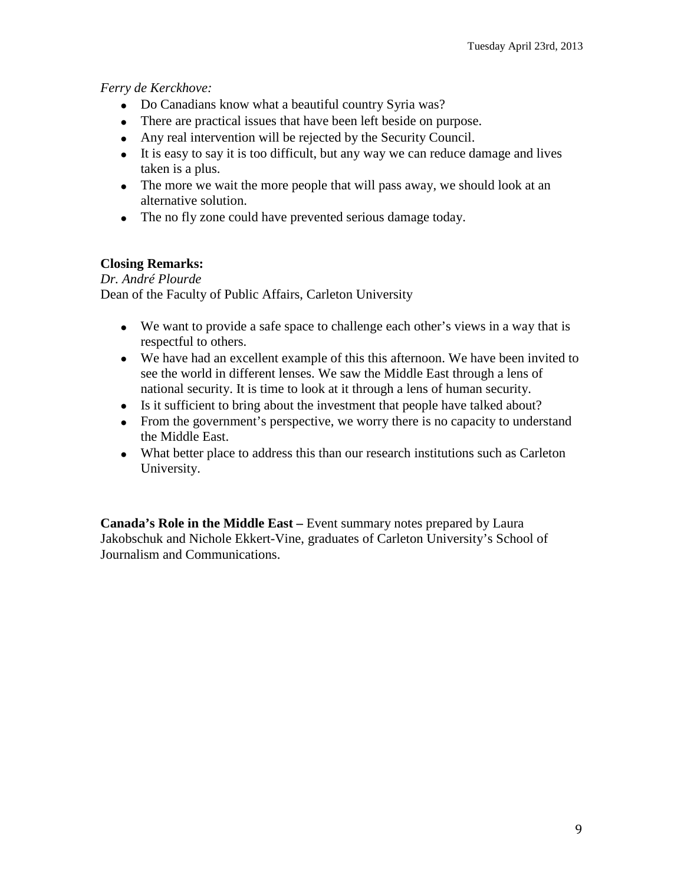*Ferry de Kerckhove:*

- Do Canadians know what a beautiful country Syria was?
- There are practical issues that have been left beside on purpose.
- Any real intervention will be rejected by the Security Council.
- It is easy to say it is too difficult, but any way we can reduce damage and lives taken is a plus.
- The more we wait the more people that will pass away, we should look at an alternative solution.
- The no fly zone could have prevented serious damage today.

**Closing Remarks:**

*Dr. André Plourde*
Dean of the Faculty of Public Affairs, Carleton University

- We want to provide a safe space to challenge each other's views in a way that is respectful to others.
- We have had an excellent example of this this afternoon. We have been invited to see the world in different lenses. We saw the Middle East through a lens of national security. It is time to look at it through a lens of human security.
- Is it sufficient to bring about the investment that people have talked about?
- From the government's perspective, we worry there is no capacity to understand the Middle East.
- What better place to address this than our research institutions such as Carleton University.

**Canada's Role in the Middle East –** Event summary notes prepared by Laura Jakobschuk and Nichole Ekkert-Vine, graduates of Carleton University's School of Journalism and Communications.